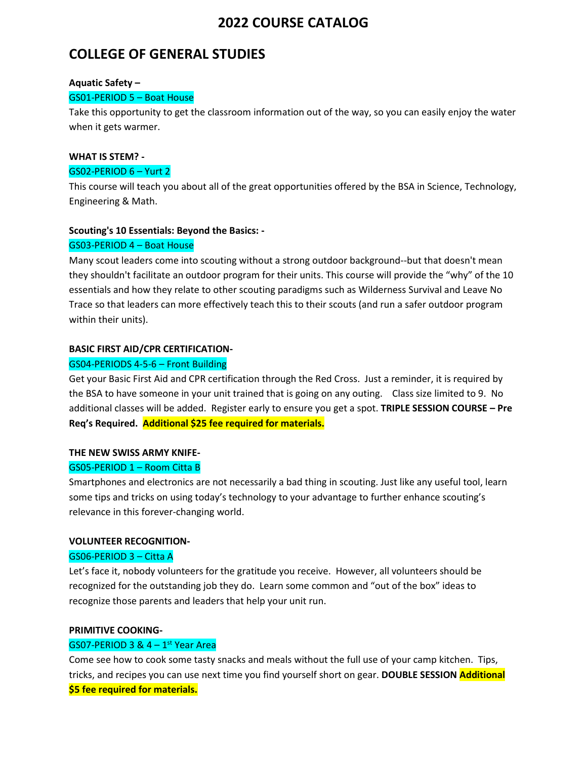# 2022 COURSE CATALOG

## COLLEGE OF GENERAL STUDIES

**Aquatic Safety –**

GS01-PERIOD 5 – Boat House

Take this opportunity to get the classroom information out of the way, so you can easily enjoy the water when it gets warmer.

**WHAT IS STEM? -**

GS02-PERIOD 6 – Yurt 2

This course will teach you about all of the great opportunities offered by the BSA in Science, Technology, Engineering & Math.

**Scouting's 10 Essentials: Beyond the Basics: -**

GS03-PERIOD 4 – Boat House

Many scout leaders come into scouting without a strong outdoor background--but that doesn't mean they shouldn't facilitate an outdoor program for their units. This course will provide the "why" of the 10 essentials and how they relate to other scouting paradigms such as Wilderness Survival and Leave No Trace so that leaders can more effectively teach this to their scouts (and run a safer outdoor program within their units).

**BASIC FIRST AID/CPR CERTIFICATION-**

GS04-PERIODS 4-5-6 – Front Building

Get your Basic First Aid and CPR certification through the Red Cross. Just a reminder, it is required by the BSA to have someone in your unit trained that is going on any outing. Class size limited to 9. No additional classes will be added. Register early to ensure you get a spot. **TRIPLE SESSION COURSE – Pre Req's Required. Additional $25 fee required for materials.**

**THE NEW SWISS ARMY KNIFE-**

GS05-PERIOD 1 – Room Citta B

Smartphones and electronics are not necessarily a bad thing in scouting. Just like any useful tool, learn some tips and tricks on using today's technology to your advantage to further enhance scouting's relevance in this forever-changing world.

**VOLUNTEER RECOGNITION-**

GS06-PERIOD 3 – Citta A

Let's face it, nobody volunteers for the gratitude you receive. However, all volunteers should be recognized for the outstanding job they do. Learn some common and "out of the box" ideas to recognize those parents and leaders that help your unit run.

**PRIMITIVE COOKING-**

GS07-PERIOD 3 & 4 – 1st Year Area

Come see how to cook some tasty snacks and meals without the full use of your camp kitchen. Tips, tricks, and recipes you can use next time you find yourself short on gear. **DOUBLE SESSION Additional $5 fee required for materials.**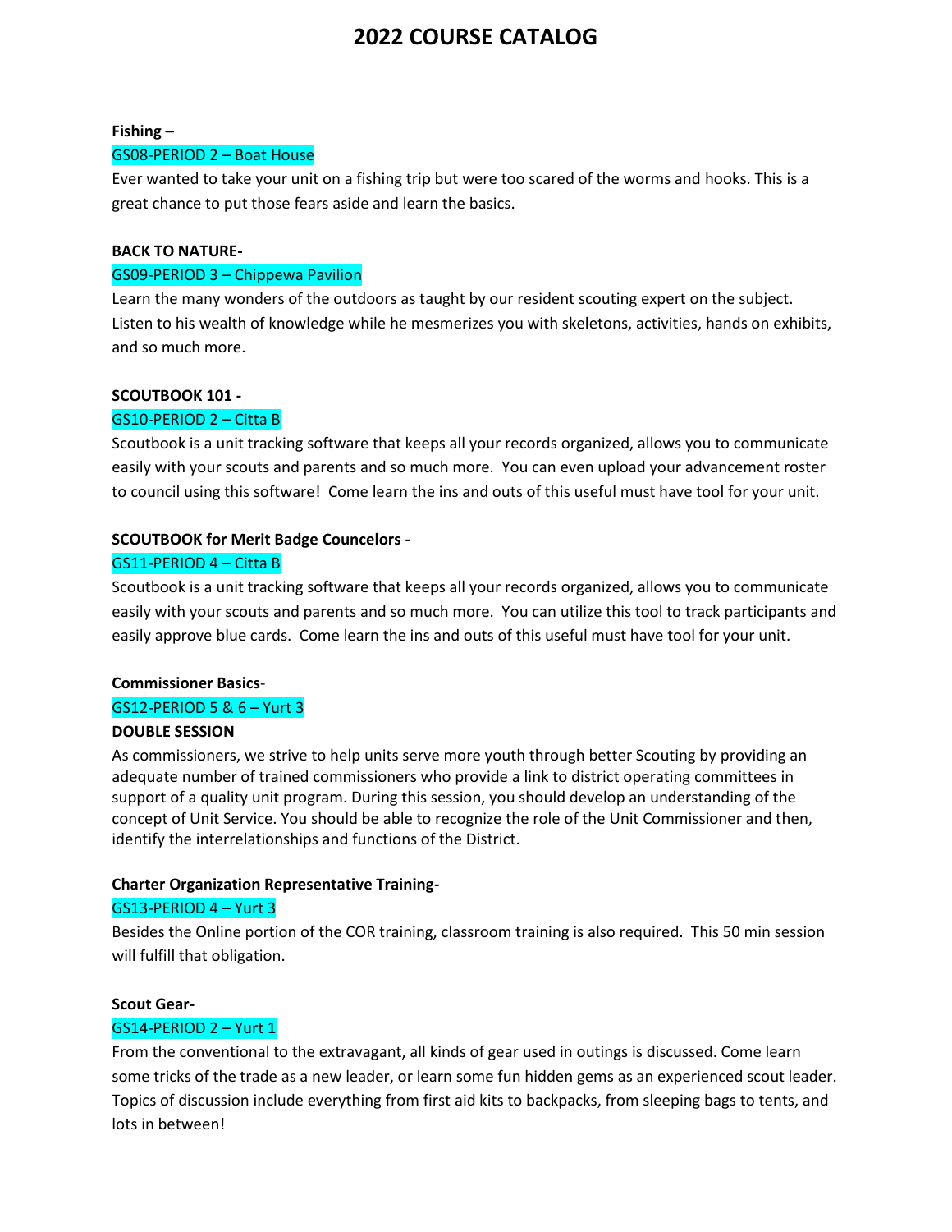# 2022 COURSE CATALOG

**Fishing –**

GS08-PERIOD 2 – Boat House

Ever wanted to take your unit on a fishing trip but were too scared of the worms and hooks. This is a great chance to put those fears aside and learn the basics.

**BACK TO NATURE-**

GS09-PERIOD 3 – Chippewa Pavilion

Learn the many wonders of the outdoors as taught by our resident scouting expert on the subject. Listen to his wealth of knowledge while he mesmerizes you with skeletons, activities, hands on exhibits, and so much more.

**SCOUTBOOK 101 -**

GS10-PERIOD 2 – Citta B

Scoutbook is a unit tracking software that keeps all your records organized, allows you to communicate easily with your scouts and parents and so much more. You can even upload your advancement roster to council using this software! Come learn the ins and outs of this useful must have tool for your unit.

**SCOUTBOOK for Merit Badge Councelors -**

GS11-PERIOD 4 – Citta B

Scoutbook is a unit tracking software that keeps all your records organized, allows you to communicate easily with your scouts and parents and so much more. You can utilize this tool to track participants and easily approve blue cards. Come learn the ins and outs of this useful must have tool for your unit.

**Commissioner Basics**-

GS12-PERIOD 5 & 6 – Yurt 3

**DOUBLE SESSION**

As commissioners, we strive to help units serve more youth through better Scouting by providing an adequate number of trained commissioners who provide a link to district operating committees in support of a quality unit program. During this session, you should develop an understanding of the concept of Unit Service. You should be able to recognize the role of the Unit Commissioner and then, identify the interrelationships and functions of the District.

**Charter Organization Representative Training-**

GS13-PERIOD 4 – Yurt 3

Besides the Online portion of the COR training, classroom training is also required. This 50 min session will fulfill that obligation.

**Scout Gear-**

GS14-PERIOD 2 – Yurt 1

From the conventional to the extravagant, all kinds of gear used in outings is discussed. Come learn some tricks of the trade as a new leader, or learn some fun hidden gems as an experienced scout leader. Topics of discussion include everything from first aid kits to backpacks, from sleeping bags to tents, and lots in between!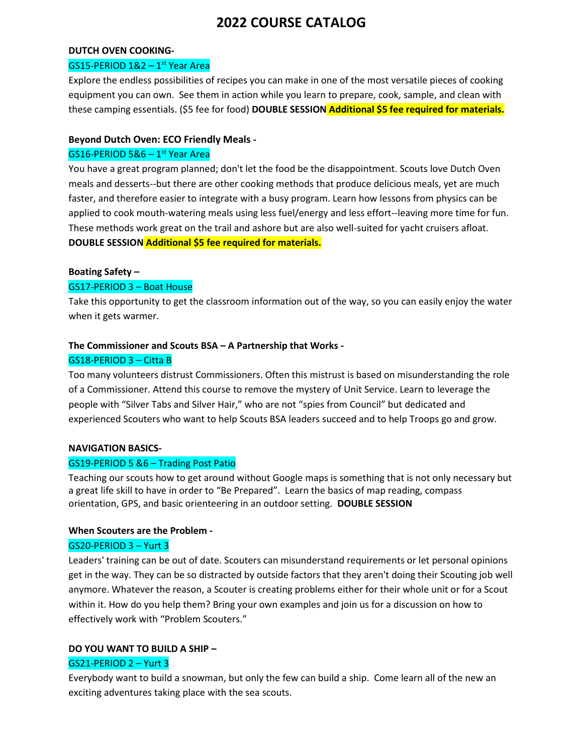# 2022 COURSE CATALOG

**DUTCH OVEN COOKING-**

GS15-PERIOD 1&2 – 1st Year Area

Explore the endless possibilities of recipes you can make in one of the most versatile pieces of cooking equipment you can own. See them in action while you learn to prepare, cook, sample, and clean with these camping essentials. ($5 fee for food) **DOUBLE SESSION** **Additional $5 fee required for materials.**

**Beyond Dutch Oven: ECO Friendly Meals -**

GS16-PERIOD 5&6 – 1st Year Area

You have a great program planned; don't let the food be the disappointment. Scouts love Dutch Oven meals and desserts--but there are other cooking methods that produce delicious meals, yet are much faster, and therefore easier to integrate with a busy program. Learn how lessons from physics can be applied to cook mouth-watering meals using less fuel/energy and less effort--leaving more time for fun. These methods work great on the trail and ashore but are also well-suited for yacht cruisers afloat. **DOUBLE SESSION** **Additional $5 fee required for materials.**

**Boating Safety –**

GS17-PERIOD 3 – Boat House

Take this opportunity to get the classroom information out of the way, so you can easily enjoy the water when it gets warmer.

**The Commissioner and Scouts BSA – A Partnership that Works -**

GS18-PERIOD 3 – Citta B

Too many volunteers distrust Commissioners. Often this mistrust is based on misunderstanding the role of a Commissioner. Attend this course to remove the mystery of Unit Service. Learn to leverage the people with "Silver Tabs and Silver Hair," who are not "spies from Council" but dedicated and experienced Scouters who want to help Scouts BSA leaders succeed and to help Troops go and grow.

**NAVIGATION BASICS-**

GS19-PERIOD 5 &6 – Trading Post Patio

Teaching our scouts how to get around without Google maps is something that is not only necessary but a great life skill to have in order to "Be Prepared". Learn the basics of map reading, compass orientation, GPS, and basic orienteering in an outdoor setting. **DOUBLE SESSION**

**When Scouters are the Problem -**

GS20-PERIOD 3 – Yurt 3

Leaders' training can be out of date. Scouters can misunderstand requirements or let personal opinions get in the way. They can be so distracted by outside factors that they aren't doing their Scouting job well anymore. Whatever the reason, a Scouter is creating problems either for their whole unit or for a Scout within it. How do you help them? Bring your own examples and join us for a discussion on how to effectively work with "Problem Scouters."

**DO YOU WANT TO BUILD A SHIP –**

GS21-PERIOD 2 – Yurt 3

Everybody want to build a snowman, but only the few can build a ship. Come learn all of the new an exciting adventures taking place with the sea scouts.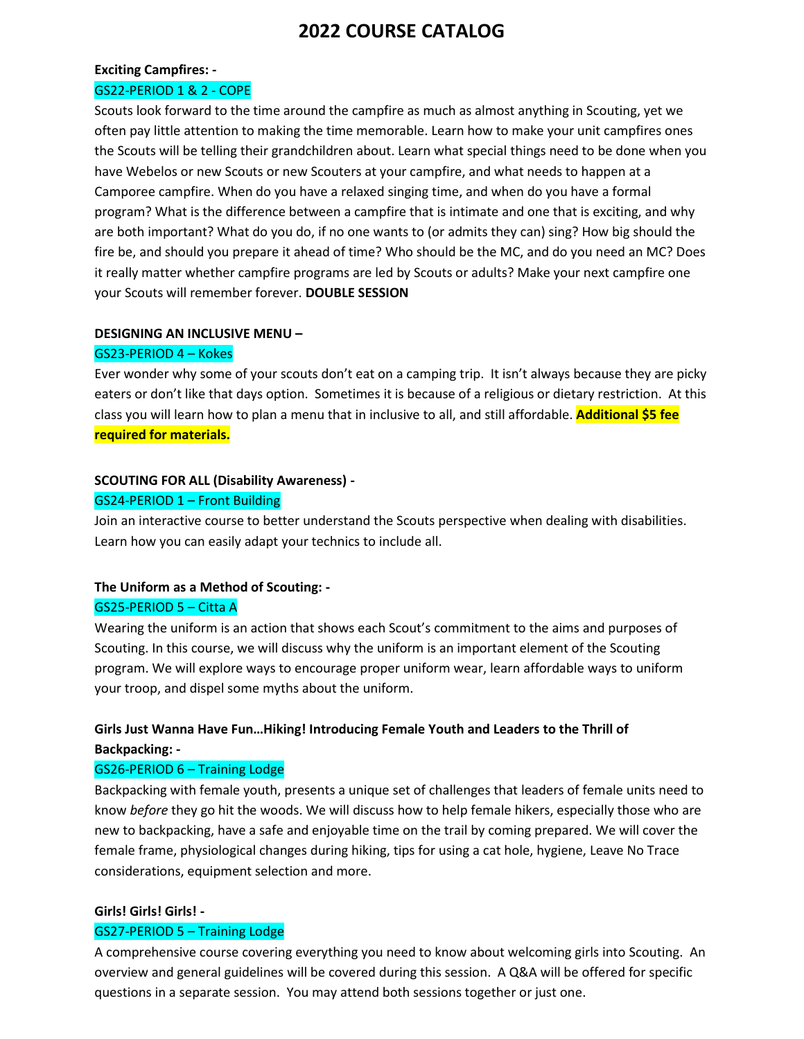# 2022 COURSE CATALOG

**Exciting Campfires: -**

GS22-PERIOD 1 & 2 - COPE

Scouts look forward to the time around the campfire as much as almost anything in Scouting, yet we often pay little attention to making the time memorable. Learn how to make your unit campfires ones the Scouts will be telling their grandchildren about. Learn what special things need to be done when you have Webelos or new Scouts or new Scouters at your campfire, and what needs to happen at a Camporee campfire. When do you have a relaxed singing time, and when do you have a formal program? What is the difference between a campfire that is intimate and one that is exciting, and why are both important? What do you do, if no one wants to (or admits they can) sing? How big should the fire be, and should you prepare it ahead of time? Who should be the MC, and do you need an MC? Does it really matter whether campfire programs are led by Scouts or adults? Make your next campfire one your Scouts will remember forever. **DOUBLE SESSION**

**DESIGNING AN INCLUSIVE MENU –**

GS23-PERIOD 4 – Kokes

Ever wonder why some of your scouts don't eat on a camping trip. It isn't always because they are picky eaters or don't like that days option. Sometimes it is because of a religious or dietary restriction. At this class you will learn how to plan a menu that in inclusive to all, and still affordable. **Additional $5 fee required for materials.**

**SCOUTING FOR ALL (Disability Awareness) -**

GS24-PERIOD 1 – Front Building

Join an interactive course to better understand the Scouts perspective when dealing with disabilities. Learn how you can easily adapt your technics to include all.

**The Uniform as a Method of Scouting: -**

GS25-PERIOD 5 – Citta A

Wearing the uniform is an action that shows each Scout's commitment to the aims and purposes of Scouting. In this course, we will discuss why the uniform is an important element of the Scouting program. We will explore ways to encourage proper uniform wear, learn affordable ways to uniform your troop, and dispel some myths about the uniform.

**Girls Just Wanna Have Fun…Hiking! Introducing Female Youth and Leaders to the Thrill of Backpacking: -**

GS26-PERIOD 6 – Training Lodge

Backpacking with female youth, presents a unique set of challenges that leaders of female units need to know *before* they go hit the woods. We will discuss how to help female hikers, especially those who are new to backpacking, have a safe and enjoyable time on the trail by coming prepared. We will cover the female frame, physiological changes during hiking, tips for using a cat hole, hygiene, Leave No Trace considerations, equipment selection and more.

**Girls! Girls! Girls! -**

GS27-PERIOD 5 – Training Lodge

A comprehensive course covering everything you need to know about welcoming girls into Scouting. An overview and general guidelines will be covered during this session. A Q&A will be offered for specific questions in a separate session. You may attend both sessions together or just one.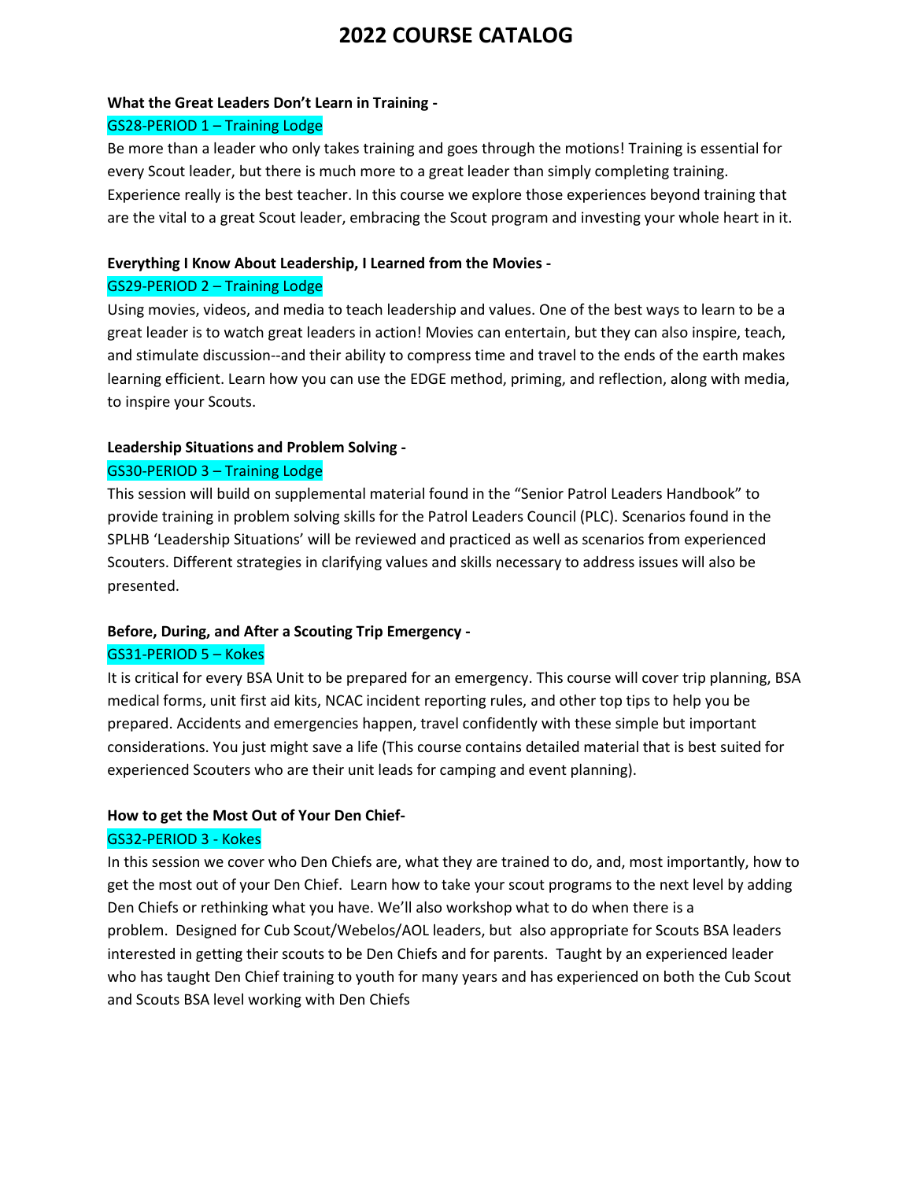# 2022 COURSE CATALOG

**What the Great Leaders Don't Learn in Training -**

GS28-PERIOD 1 – Training Lodge

Be more than a leader who only takes training and goes through the motions! Training is essential for every Scout leader, but there is much more to a great leader than simply completing training. Experience really is the best teacher. In this course we explore those experiences beyond training that are the vital to a great Scout leader, embracing the Scout program and investing your whole heart in it.

**Everything I Know About Leadership, I Learned from the Movies -**

GS29-PERIOD 2 – Training Lodge

Using movies, videos, and media to teach leadership and values. One of the best ways to learn to be a great leader is to watch great leaders in action! Movies can entertain, but they can also inspire, teach, and stimulate discussion--and their ability to compress time and travel to the ends of the earth makes learning efficient. Learn how you can use the EDGE method, priming, and reflection, along with media, to inspire your Scouts.

**Leadership Situations and Problem Solving -**

GS30-PERIOD 3 – Training Lodge

This session will build on supplemental material found in the "Senior Patrol Leaders Handbook" to provide training in problem solving skills for the Patrol Leaders Council (PLC). Scenarios found in the SPLHB 'Leadership Situations' will be reviewed and practiced as well as scenarios from experienced Scouters. Different strategies in clarifying values and skills necessary to address issues will also be presented.

**Before, During, and After a Scouting Trip Emergency -**

GS31-PERIOD 5 – Kokes

It is critical for every BSA Unit to be prepared for an emergency. This course will cover trip planning, BSA medical forms, unit first aid kits, NCAC incident reporting rules, and other top tips to help you be prepared. Accidents and emergencies happen, travel confidently with these simple but important considerations. You just might save a life (This course contains detailed material that is best suited for experienced Scouters who are their unit leads for camping and event planning).

**How to get the Most Out of Your Den Chief-**

GS32-PERIOD 3 - Kokes

In this session we cover who Den Chiefs are, what they are trained to do, and, most importantly, how to get the most out of your Den Chief. Learn how to take your scout programs to the next level by adding Den Chiefs or rethinking what you have. We'll also workshop what to do when there is a problem. Designed for Cub Scout/Webelos/AOL leaders, but also appropriate for Scouts BSA leaders interested in getting their scouts to be Den Chiefs and for parents. Taught by an experienced leader who has taught Den Chief training to youth for many years and has experienced on both the Cub Scout and Scouts BSA level working with Den Chiefs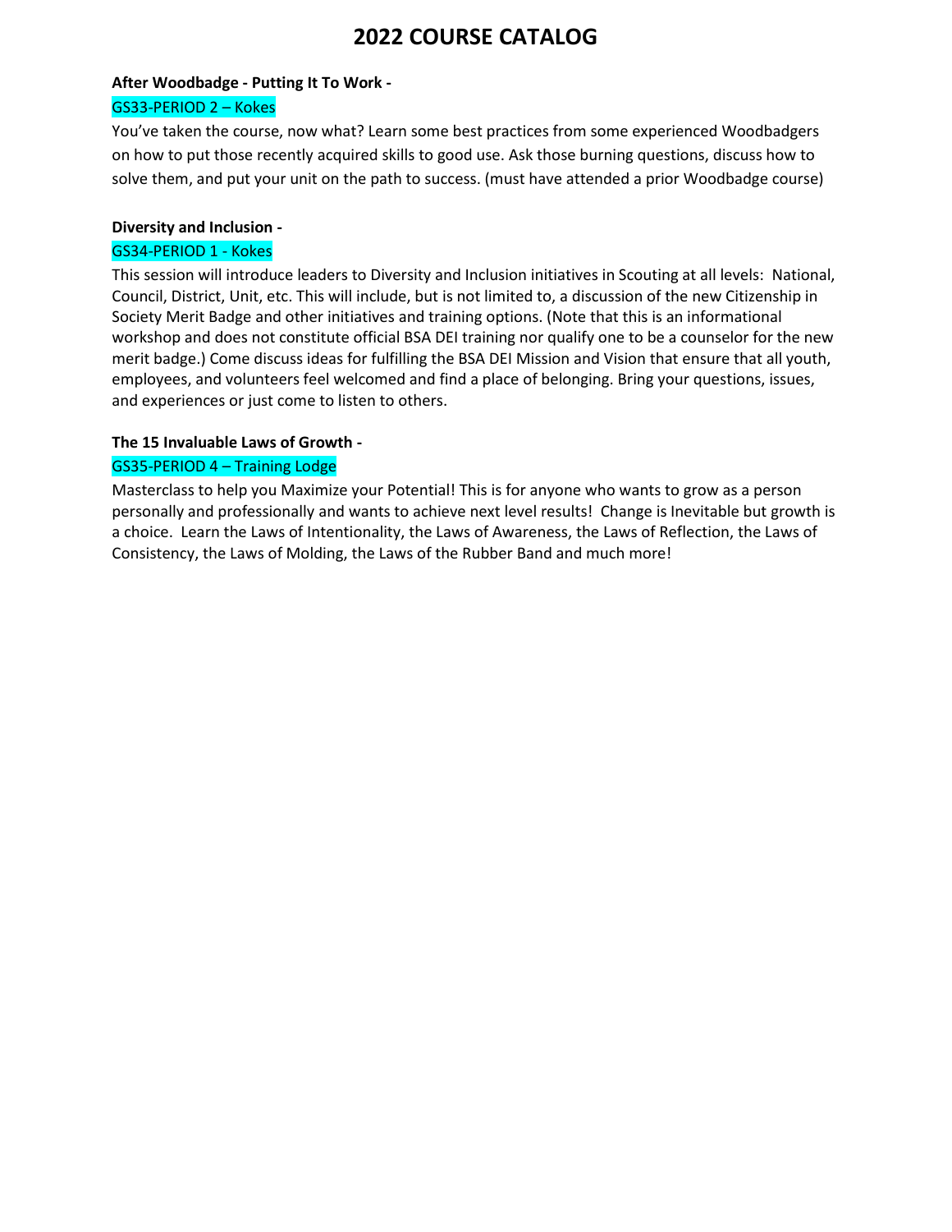# 2022 COURSE CATALOG

**After Woodbadge - Putting It To Work -**

GS33-PERIOD 2 – Kokes

You've taken the course, now what? Learn some best practices from some experienced Woodbadgers on how to put those recently acquired skills to good use. Ask those burning questions, discuss how to solve them, and put your unit on the path to success. (must have attended a prior Woodbadge course)

**Diversity and Inclusion -**

GS34-PERIOD 1 - Kokes

This session will introduce leaders to Diversity and Inclusion initiatives in Scouting at all levels: National, Council, District, Unit, etc. This will include, but is not limited to, a discussion of the new Citizenship in Society Merit Badge and other initiatives and training options. (Note that this is an informational workshop and does not constitute official BSA DEI training nor qualify one to be a counselor for the new merit badge.) Come discuss ideas for fulfilling the BSA DEI Mission and Vision that ensure that all youth, employees, and volunteers feel welcomed and find a place of belonging. Bring your questions, issues, and experiences or just come to listen to others.

**The 15 Invaluable Laws of Growth -**

GS35-PERIOD 4 – Training Lodge

Masterclass to help you Maximize your Potential! This is for anyone who wants to grow as a person personally and professionally and wants to achieve next level results! Change is Inevitable but growth is a choice. Learn the Laws of Intentionality, the Laws of Awareness, the Laws of Reflection, the Laws of Consistency, the Laws of Molding, the Laws of the Rubber Band and much more!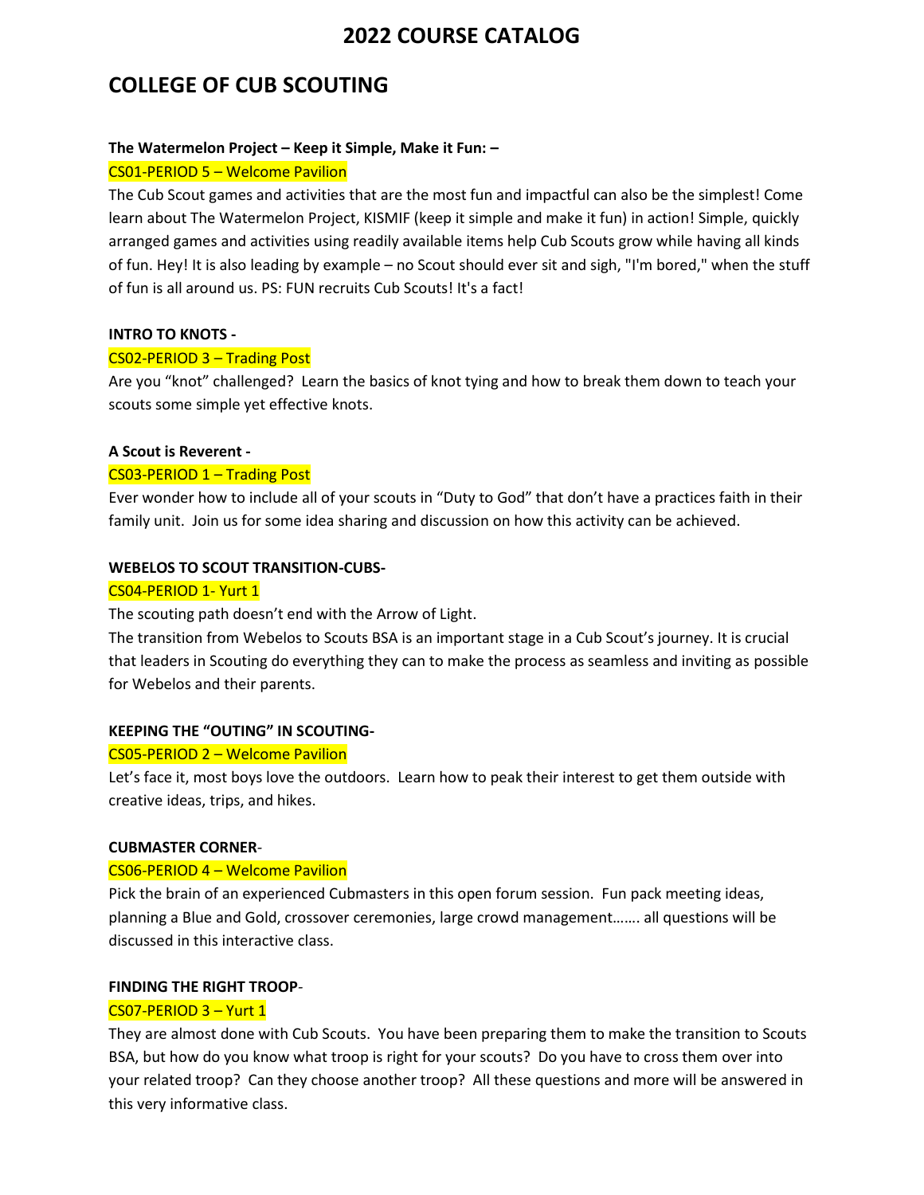# 2022 COURSE CATALOG

## COLLEGE OF CUB SCOUTING

**The Watermelon Project – Keep it Simple, Make it Fun: –**

CS01-PERIOD 5 – Welcome Pavilion

The Cub Scout games and activities that are the most fun and impactful can also be the simplest! Come learn about The Watermelon Project, KISMIF (keep it simple and make it fun) in action! Simple, quickly arranged games and activities using readily available items help Cub Scouts grow while having all kinds of fun. Hey! It is also leading by example – no Scout should ever sit and sigh, "I'm bored," when the stuff of fun is all around us. PS: FUN recruits Cub Scouts! It's a fact!

**INTRO TO KNOTS -**

CS02-PERIOD 3 – Trading Post

Are you "knot" challenged? Learn the basics of knot tying and how to break them down to teach your scouts some simple yet effective knots.

**A Scout is Reverent -**

CS03-PERIOD 1 – Trading Post

Ever wonder how to include all of your scouts in "Duty to God" that don't have a practices faith in their family unit. Join us for some idea sharing and discussion on how this activity can be achieved.

**WEBELOS TO SCOUT TRANSITION-CUBS-**

CS04-PERIOD 1- Yurt 1

The scouting path doesn't end with the Arrow of Light.

The transition from Webelos to Scouts BSA is an important stage in a Cub Scout's journey. It is crucial that leaders in Scouting do everything they can to make the process as seamless and inviting as possible for Webelos and their parents.

**KEEPING THE "OUTING" IN SCOUTING-**

CS05-PERIOD 2 – Welcome Pavilion

Let's face it, most boys love the outdoors. Learn how to peak their interest to get them outside with creative ideas, trips, and hikes.

**CUBMASTER CORNER**-

CS06-PERIOD 4 – Welcome Pavilion

Pick the brain of an experienced Cubmasters in this open forum session. Fun pack meeting ideas, planning a Blue and Gold, crossover ceremonies, large crowd management……. all questions will be discussed in this interactive class.

**FINDING THE RIGHT TROOP**-

CS07-PERIOD 3 – Yurt 1

They are almost done with Cub Scouts. You have been preparing them to make the transition to Scouts BSA, but how do you know what troop is right for your scouts? Do you have to cross them over into your related troop? Can they choose another troop? All these questions and more will be answered in this very informative class.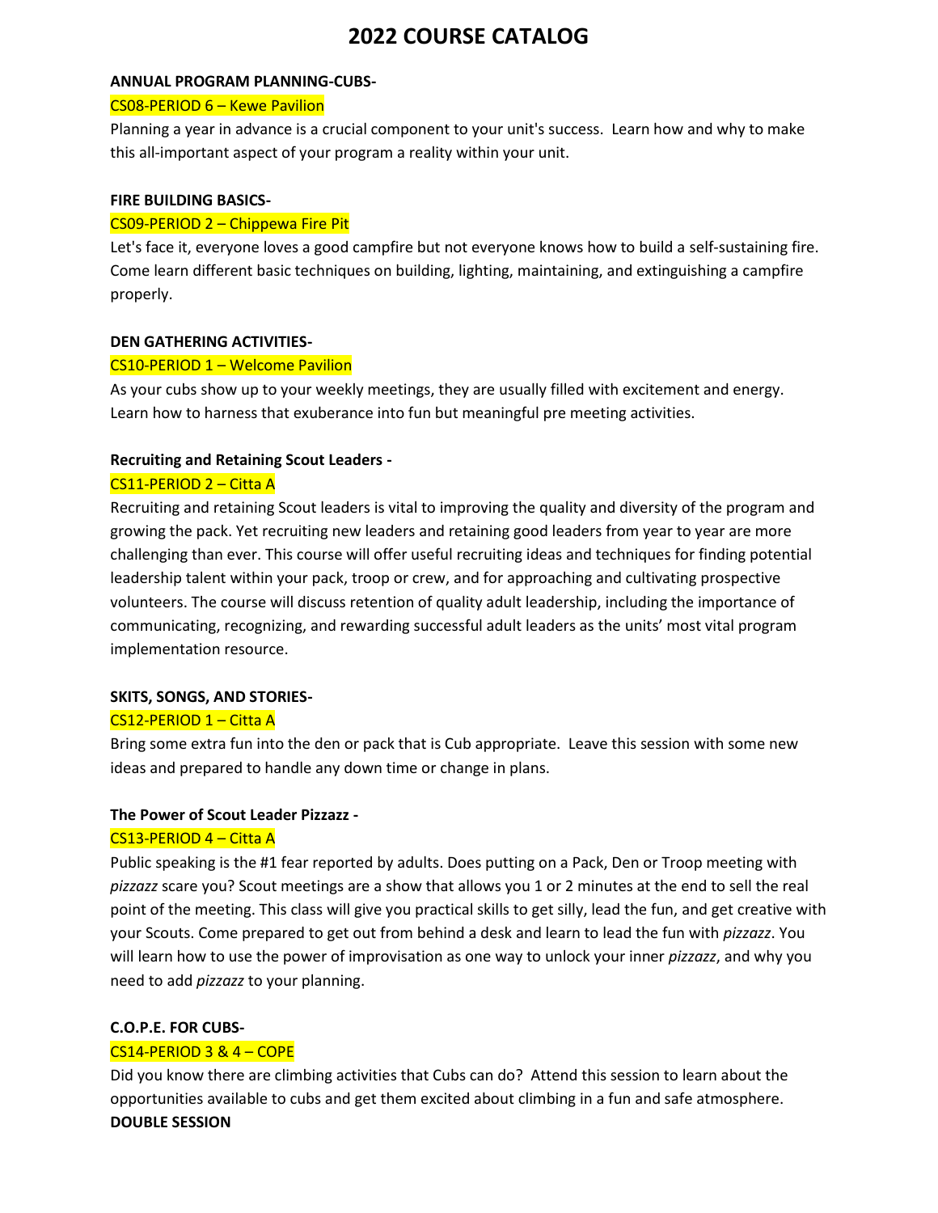# 2022 COURSE CATALOG

**ANNUAL PROGRAM PLANNING-CUBS-**

CS08-PERIOD 6 – Kewe Pavilion

Planning a year in advance is a crucial component to your unit's success. Learn how and why to make this all-important aspect of your program a reality within your unit.

**FIRE BUILDING BASICS-**

CS09-PERIOD 2 – Chippewa Fire Pit

Let's face it, everyone loves a good campfire but not everyone knows how to build a self-sustaining fire. Come learn different basic techniques on building, lighting, maintaining, and extinguishing a campfire properly.

**DEN GATHERING ACTIVITIES-**

CS10-PERIOD 1 – Welcome Pavilion

As your cubs show up to your weekly meetings, they are usually filled with excitement and energy. Learn how to harness that exuberance into fun but meaningful pre meeting activities.

**Recruiting and Retaining Scout Leaders -**

CS11-PERIOD 2 – Citta A

Recruiting and retaining Scout leaders is vital to improving the quality and diversity of the program and growing the pack. Yet recruiting new leaders and retaining good leaders from year to year are more challenging than ever. This course will offer useful recruiting ideas and techniques for finding potential leadership talent within your pack, troop or crew, and for approaching and cultivating prospective volunteers. The course will discuss retention of quality adult leadership, including the importance of communicating, recognizing, and rewarding successful adult leaders as the units' most vital program implementation resource.

**SKITS, SONGS, AND STORIES-**

CS12-PERIOD 1 – Citta A

Bring some extra fun into the den or pack that is Cub appropriate. Leave this session with some new ideas and prepared to handle any down time or change in plans.

**The Power of Scout Leader Pizzazz -**

CS13-PERIOD 4 – Citta A

Public speaking is the #1 fear reported by adults. Does putting on a Pack, Den or Troop meeting with *pizzazz* scare you? Scout meetings are a show that allows you 1 or 2 minutes at the end to sell the real point of the meeting. This class will give you practical skills to get silly, lead the fun, and get creative with your Scouts. Come prepared to get out from behind a desk and learn to lead the fun with *pizzazz*. You will learn how to use the power of improvisation as one way to unlock your inner *pizzazz*, and why you need to add *pizzazz* to your planning.

**C.O.P.E. FOR CUBS-**

CS14-PERIOD 3 & 4 – COPE

Did you know there are climbing activities that Cubs can do? Attend this session to learn about the opportunities available to cubs and get them excited about climbing in a fun and safe atmosphere.

**DOUBLE SESSION**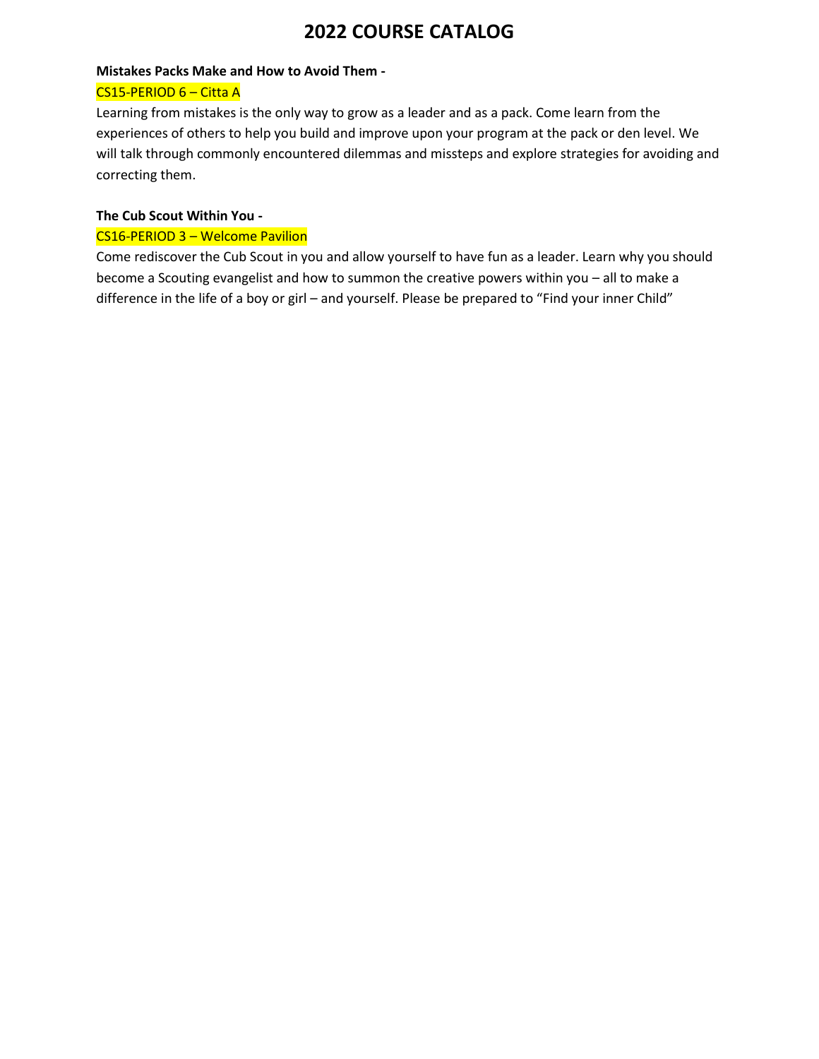# 2022 COURSE CATALOG

**Mistakes Packs Make and How to Avoid Them -**

CS15-PERIOD 6 – Citta A

Learning from mistakes is the only way to grow as a leader and as a pack. Come learn from the experiences of others to help you build and improve upon your program at the pack or den level. We will talk through commonly encountered dilemmas and missteps and explore strategies for avoiding and correcting them.

**The Cub Scout Within You -**

CS16-PERIOD 3 – Welcome Pavilion

Come rediscover the Cub Scout in you and allow yourself to have fun as a leader. Learn why you should become a Scouting evangelist and how to summon the creative powers within you – all to make a difference in the life of a boy or girl – and yourself. Please be prepared to "Find your inner Child"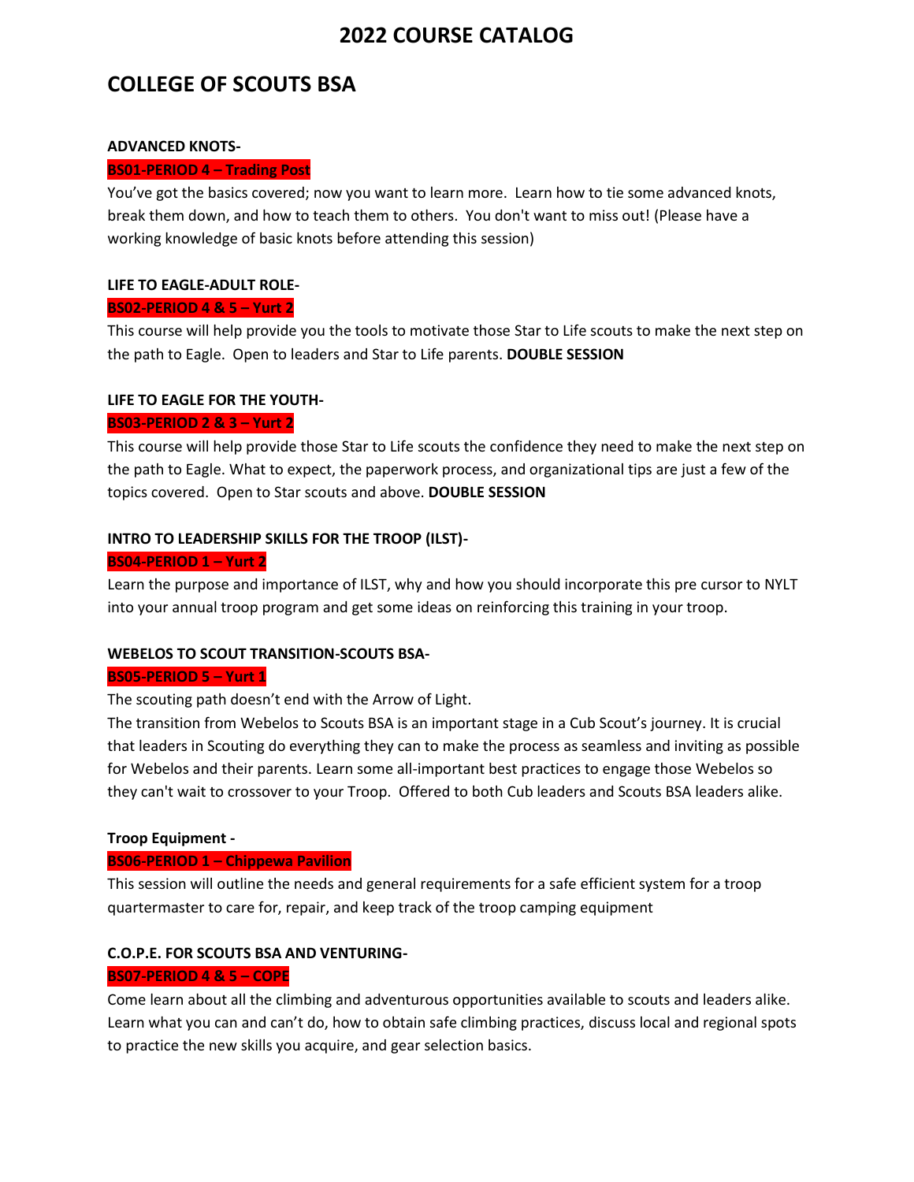# 2022 COURSE CATALOG

## COLLEGE OF SCOUTS BSA

**ADVANCED KNOTS-**

**BS01-PERIOD 4 – Trading Post**

You've got the basics covered; now you want to learn more. Learn how to tie some advanced knots, break them down, and how to teach them to others. You don't want to miss out! (Please have a working knowledge of basic knots before attending this session)

**LIFE TO EAGLE-ADULT ROLE-**

**BS02-PERIOD 4 & 5 – Yurt 2**

This course will help provide you the tools to motivate those Star to Life scouts to make the next step on the path to Eagle. Open to leaders and Star to Life parents. **DOUBLE SESSION**

**LIFE TO EAGLE FOR THE YOUTH-**

**BS03-PERIOD 2 & 3 – Yurt 2**

This course will help provide those Star to Life scouts the confidence they need to make the next step on the path to Eagle. What to expect, the paperwork process, and organizational tips are just a few of the topics covered. Open to Star scouts and above. **DOUBLE SESSION**

**INTRO TO LEADERSHIP SKILLS FOR THE TROOP (ILST)-**

**BS04-PERIOD 1 – Yurt 2**

Learn the purpose and importance of ILST, why and how you should incorporate this pre cursor to NYLT into your annual troop program and get some ideas on reinforcing this training in your troop.

**WEBELOS TO SCOUT TRANSITION-SCOUTS BSA-**

**BS05-PERIOD 5 – Yurt 1**

The scouting path doesn't end with the Arrow of Light.

The transition from Webelos to Scouts BSA is an important stage in a Cub Scout's journey. It is crucial that leaders in Scouting do everything they can to make the process as seamless and inviting as possible for Webelos and their parents. Learn some all-important best practices to engage those Webelos so they can't wait to crossover to your Troop. Offered to both Cub leaders and Scouts BSA leaders alike.

**Troop Equipment -**

**BS06-PERIOD 1 – Chippewa Pavilion**

This session will outline the needs and general requirements for a safe efficient system for a troop quartermaster to care for, repair, and keep track of the troop camping equipment

**C.O.P.E. FOR SCOUTS BSA AND VENTURING-**

**BS07-PERIOD 4 & 5 – COPE**

Come learn about all the climbing and adventurous opportunities available to scouts and leaders alike. Learn what you can and can't do, how to obtain safe climbing practices, discuss local and regional spots to practice the new skills you acquire, and gear selection basics.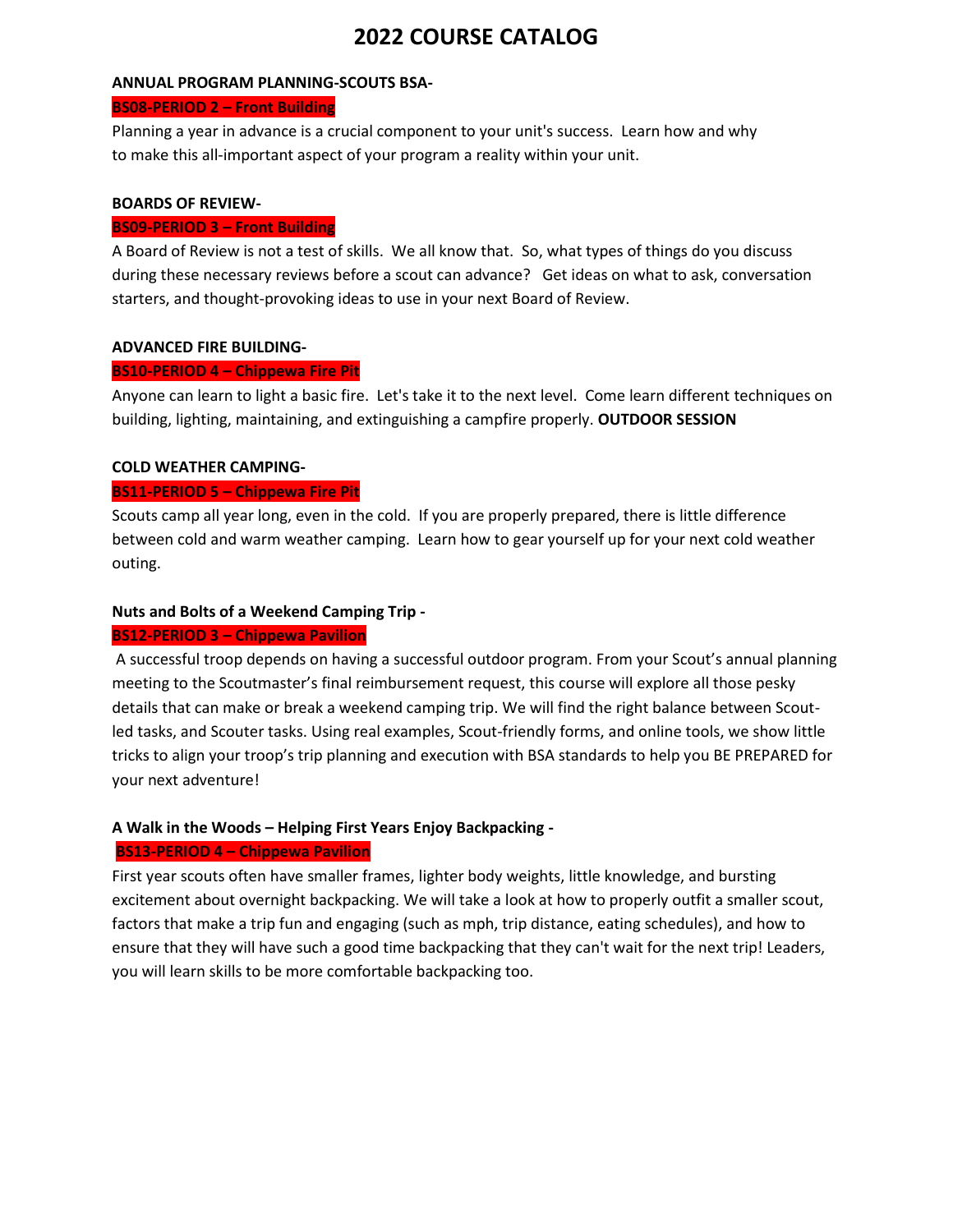// Page 11 (of 13) — document 01ae3236d004; the 2022 course catalog title below is on this page itself.
# 2022 COURSE CATALOG

**ANNUAL PROGRAM PLANNING-SCOUTS BSA-**

**BS08-PERIOD 2 – Front Building**

Planning a year in advance is a crucial component to your unit's success. Learn how and why to make this all-important aspect of your program a reality within your unit.

**BOARDS OF REVIEW-**

**BS09-PERIOD 3 – Front Building**

A Board of Review is not a test of skills. We all know that. So, what types of things do you discuss during these necessary reviews before a scout can advance? Get ideas on what to ask, conversation starters, and thought-provoking ideas to use in your next Board of Review.

**ADVANCED FIRE BUILDING-**

**BS10-PERIOD 4 – Chippewa Fire Pit**

Anyone can learn to light a basic fire. Let's take it to the next level. Come learn different techniques on building, lighting, maintaining, and extinguishing a campfire properly. **OUTDOOR SESSION**

**COLD WEATHER CAMPING-**

**BS11-PERIOD 5 – Chippewa Fire Pit**

Scouts camp all year long, even in the cold. If you are properly prepared, there is little difference between cold and warm weather camping. Learn how to gear yourself up for your next cold weather outing.

**Nuts and Bolts of a Weekend Camping Trip -**

**BS12-PERIOD 3 – Chippewa Pavilion**

A successful troop depends on having a successful outdoor program. From your Scout's annual planning meeting to the Scoutmaster's final reimbursement request, this course will explore all those pesky details that can make or break a weekend camping trip. We will find the right balance between Scout-led tasks, and Scouter tasks. Using real examples, Scout-friendly forms, and online tools, we show little tricks to align your troop's trip planning and execution with BSA standards to help you BE PREPARED for your next adventure!

**A Walk in the Woods – Helping First Years Enjoy Backpacking -**

**BS13-PERIOD 4 – Chippewa Pavilion**

First year scouts often have smaller frames, lighter body weights, little knowledge, and bursting excitement about overnight backpacking. We will take a look at how to properly outfit a smaller scout, factors that make a trip fun and engaging (such as mph, trip distance, eating schedules), and how to ensure that they will have such a good time backpacking that they can't wait for the next trip! Leaders, you will learn skills to be more comfortable backpacking too.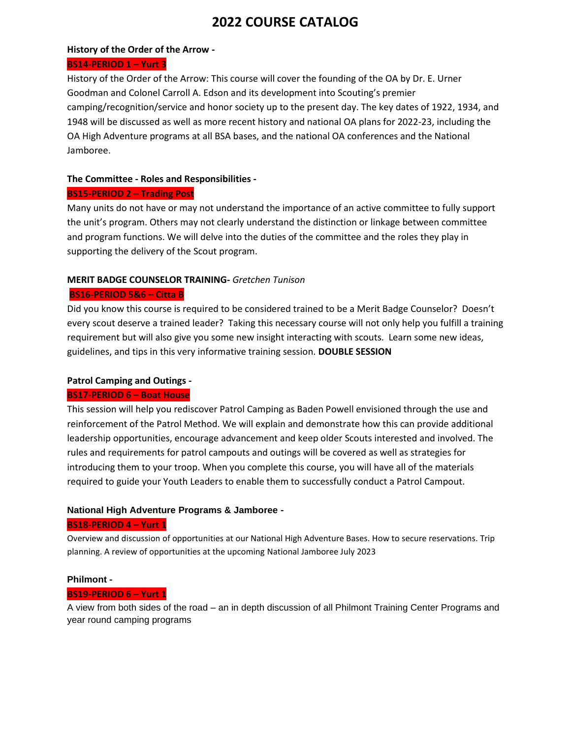# 2022 COURSE CATALOG

**History of the Order of the Arrow -**

**BS14-PERIOD 1 – Yurt 3**

History of the Order of the Arrow: This course will cover the founding of the OA by Dr. E. Urner Goodman and Colonel Carroll A. Edson and its development into Scouting's premier camping/recognition/service and honor society up to the present day. The key dates of 1922, 1934, and 1948 will be discussed as well as more recent history and national OA plans for 2022-23, including the OA High Adventure programs at all BSA bases, and the national OA conferences and the National Jamboree.

**The Committee - Roles and Responsibilities -**

**BS15-PERIOD 2 – Trading Post**

Many units do not have or may not understand the importance of an active committee to fully support the unit's program. Others may not clearly understand the distinction or linkage between committee and program functions. We will delve into the duties of the committee and the roles they play in supporting the delivery of the Scout program.

**MERIT BADGE COUNSELOR TRAINING-** *Gretchen Tunison*

**BS16-PERIOD 5&6 – Citta B**

Did you know this course is required to be considered trained to be a Merit Badge Counselor? Doesn't every scout deserve a trained leader? Taking this necessary course will not only help you fulfill a training requirement but will also give you some new insight interacting with scouts. Learn some new ideas, guidelines, and tips in this very informative training session. **DOUBLE SESSION**

**Patrol Camping and Outings -**

**BS17-PERIOD 6 – Boat House**

This session will help you rediscover Patrol Camping as Baden Powell envisioned through the use and reinforcement of the Patrol Method. We will explain and demonstrate how this can provide additional leadership opportunities, encourage advancement and keep older Scouts interested and involved. The rules and requirements for patrol campouts and outings will be covered as well as strategies for introducing them to your troop. When you complete this course, you will have all of the materials required to guide your Youth Leaders to enable them to successfully conduct a Patrol Campout.

**National High Adventure Programs & Jamboree -**

**BS18-PERIOD 4 – Yurt 1**

Overview and discussion of opportunities at our National High Adventure Bases. How to secure reservations. Trip planning. A review of opportunities at the upcoming National Jamboree July 2023

**Philmont -**

**BS19-PERIOD 6 – Yurt 1**

A view from both sides of the road – an in depth discussion of all Philmont Training Center Programs and year round camping programs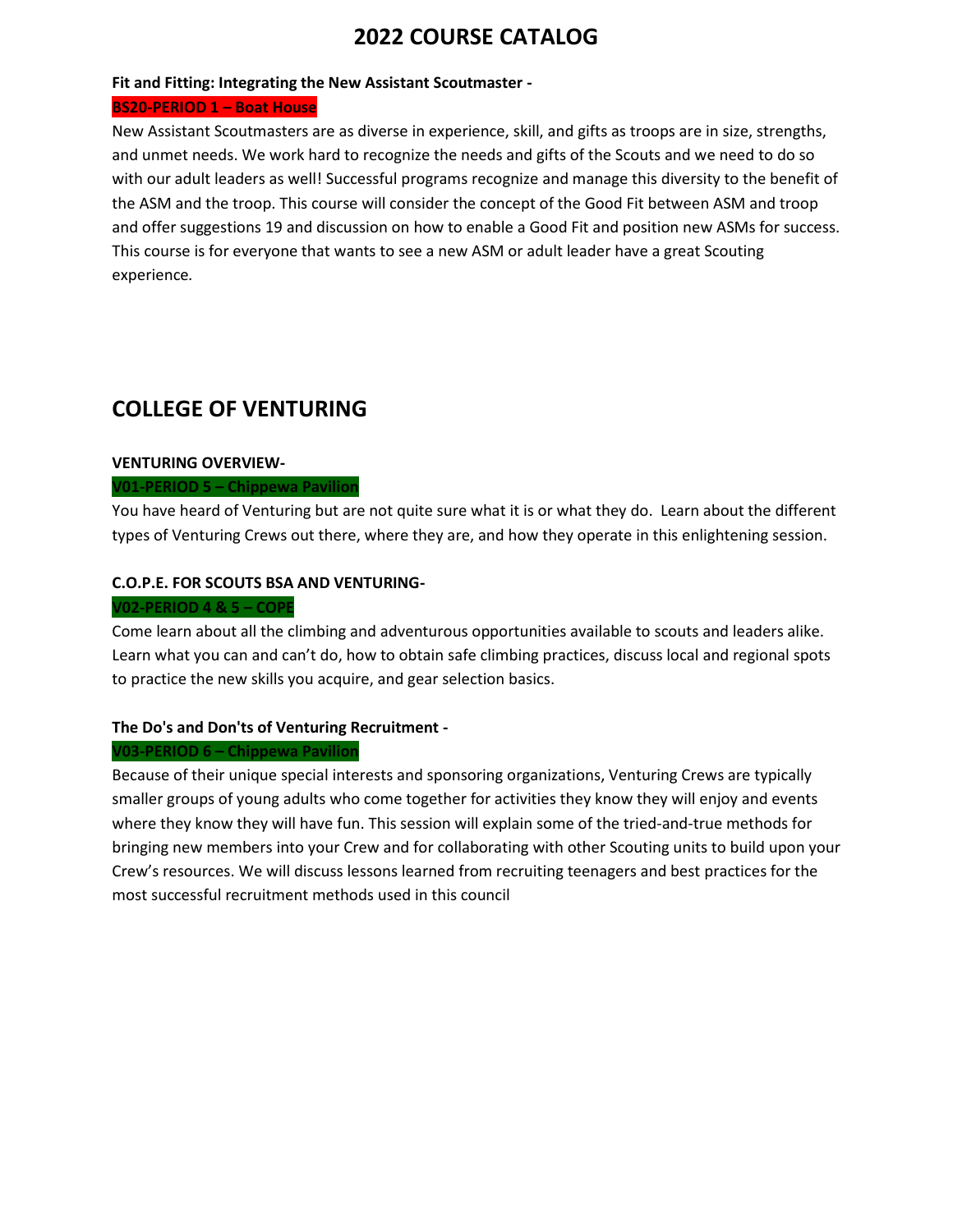# 2022 COURSE CATALOG

**Fit and Fitting: Integrating the New Assistant Scoutmaster -**

**BS20-PERIOD 1 – Boat House**

New Assistant Scoutmasters are as diverse in experience, skill, and gifts as troops are in size, strengths, and unmet needs. We work hard to recognize the needs and gifts of the Scouts and we need to do so with our adult leaders as well! Successful programs recognize and manage this diversity to the benefit of the ASM and the troop. This course will consider the concept of the Good Fit between ASM and troop and offer suggestions 19 and discussion on how to enable a Good Fit and position new ASMs for success. This course is for everyone that wants to see a new ASM or adult leader have a great Scouting experience.

## COLLEGE OF VENTURING

**VENTURING OVERVIEW-**

**V01-PERIOD 5 – Chippewa Pavilion**

You have heard of Venturing but are not quite sure what it is or what they do. Learn about the different types of Venturing Crews out there, where they are, and how they operate in this enlightening session.

**C.O.P.E. FOR SCOUTS BSA AND VENTURING-**

**V02-PERIOD 4 & 5 – COPE**

Come learn about all the climbing and adventurous opportunities available to scouts and leaders alike. Learn what you can and can't do, how to obtain safe climbing practices, discuss local and regional spots to practice the new skills you acquire, and gear selection basics.

**The Do's and Don'ts of Venturing Recruitment -**

**V03-PERIOD 6 – Chippewa Pavilion**

Because of their unique special interests and sponsoring organizations, Venturing Crews are typically smaller groups of young adults who come together for activities they know they will enjoy and events where they know they will have fun. This session will explain some of the tried-and-true methods for bringing new members into your Crew and for collaborating with other Scouting units to build upon your Crew's resources. We will discuss lessons learned from recruiting teenagers and best practices for the most successful recruitment methods used in this council